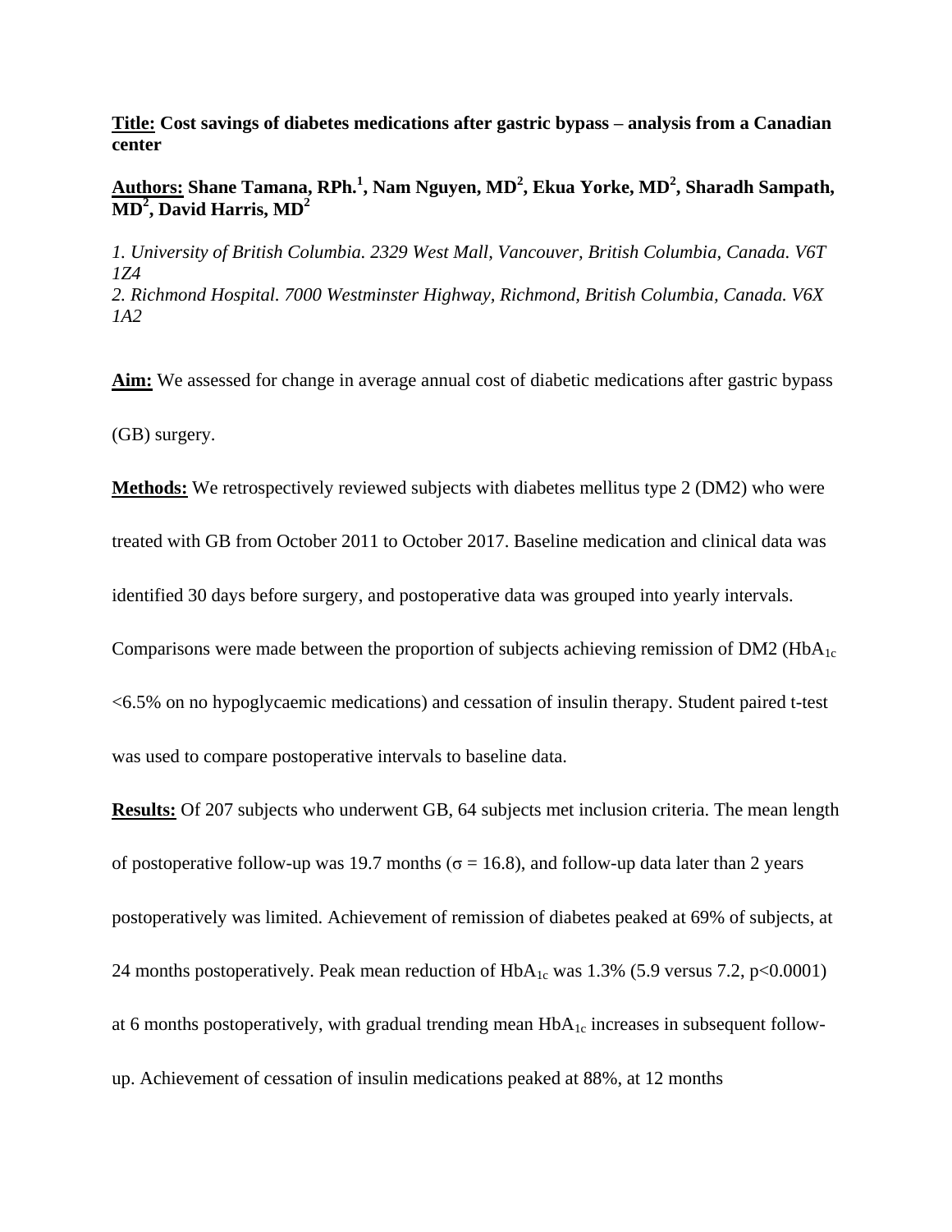**Title: Cost savings of diabetes medications after gastric bypass – analysis from a Canadian center**

**Authors: Shane Tamana, RPh.[1], Nam Nguyen, MD[2], Ekua Yorke, MD[2], Sharadh Sampath, MD[2], David Harris, MD[2]**

*1. University of British Columbia. 2329 West Mall, Vancouver, British Columbia, Canada. V6T 1Z4*
*2. Richmond Hospital. 7000 Westminster Highway, Richmond, British Columbia, Canada. V6X 1A2*

**Aim:** We assessed for change in average annual cost of diabetic medications after gastric bypass (GB) surgery.

**Methods:** We retrospectively reviewed subjects with diabetes mellitus type 2 (DM2) who were treated with GB from October 2011 to October 2017. Baseline medication and clinical data was identified 30 days before surgery, and postoperative data was grouped into yearly intervals. Comparisons were made between the proportion of subjects achieving remission of DM2 ($HbA_{1c}$ <6.5% on no hypoglycaemic medications) and cessation of insulin therapy. Student paired t-test was used to compare postoperative intervals to baseline data.

**Results:** Of 207 subjects who underwent GB, 64 subjects met inclusion criteria. The mean length of postoperative follow-up was 19.7 months ($\sigma = 16.8$), and follow-up data later than 2 years postoperatively was limited. Achievement of remission of diabetes peaked at 69% of subjects, at 24 months postoperatively. Peak mean reduction of $HbA_{1c}$ was 1.3% (5.9 versus 7.2, $p<0.0001$) at 6 months postoperatively, with gradual trending mean $HbA_{1c}$ increases in subsequent follow-up. Achievement of cessation of insulin medications peaked at 88%, at 12 months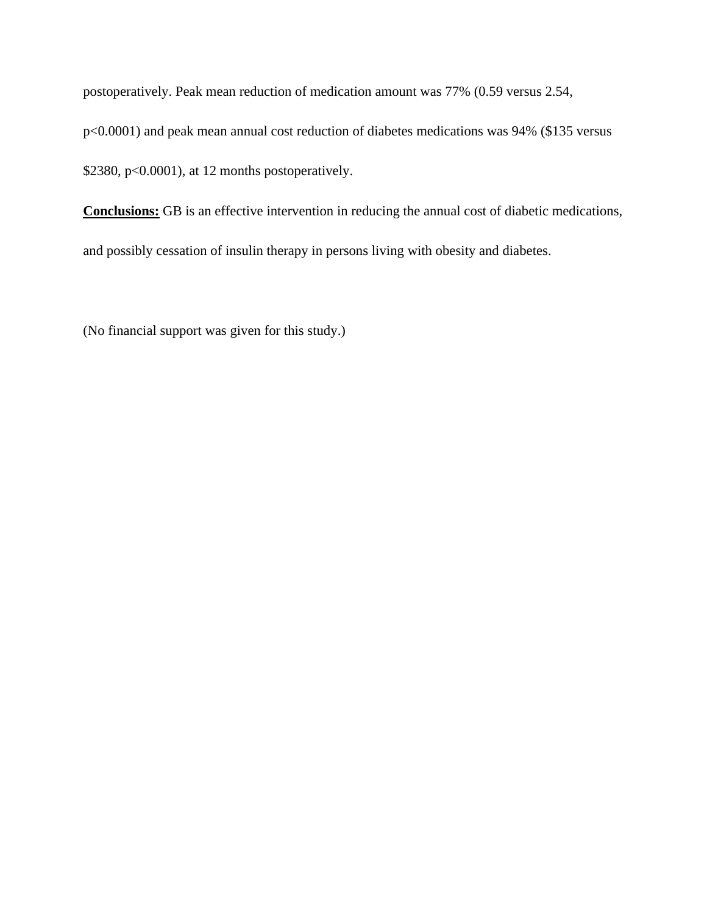postoperatively. Peak mean reduction of medication amount was 77% (0.59 versus 2.54, $p<0.0001$) and peak mean annual cost reduction of diabetes medications was 94% ($135 versus $2380, $p<0.0001$), at 12 months postoperatively.

**Conclusions:** GB is an effective intervention in reducing the annual cost of diabetic medications, and possibly cessation of insulin therapy in persons living with obesity and diabetes.

(No financial support was given for this study.)